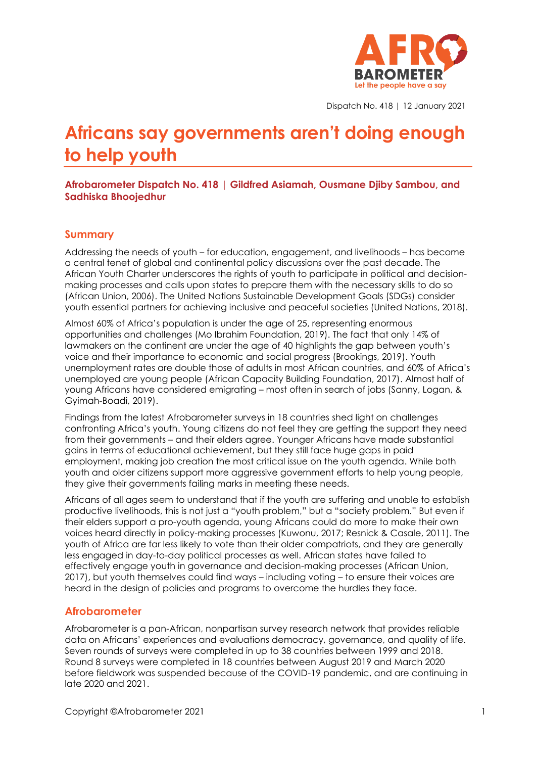Dispatch No. 418 | 12 January 2021

# Africans say governments aren't doing enough to help youth

**Afrobarometer Dispatch No. 418 | Gildfred Asiamah, Ousmane Djiby Sambou, and Sadhiska Bhoojedhur**

## Summary

Addressing the needs of youth – for education, engagement, and livelihoods – has become a central tenet of global and continental policy discussions over the past decade. The African Youth Charter underscores the rights of youth to participate in political and decision-making processes and calls upon states to prepare them with the necessary skills to do so (African Union, 2006). The United Nations Sustainable Development Goals (SDGs) consider youth essential partners for achieving inclusive and peaceful societies (United Nations, 2018).

Almost 60% of Africa's population is under the age of 25, representing enormous opportunities and challenges (Mo Ibrahim Foundation, 2019). The fact that only 14% of lawmakers on the continent are under the age of 40 highlights the gap between youth's voice and their importance to economic and social progress (Brookings, 2019). Youth unemployment rates are double those of adults in most African countries, and 60% of Africa's unemployed are young people (African Capacity Building Foundation, 2017). Almost half of young Africans have considered emigrating – most often in search of jobs (Sanny, Logan, & Gyimah-Boadi, 2019).

Findings from the latest Afrobarometer surveys in 18 countries shed light on challenges confronting Africa's youth. Young citizens do not feel they are getting the support they need from their governments – and their elders agree. Younger Africans have made substantial gains in terms of educational achievement, but they still face huge gaps in paid employment, making job creation the most critical issue on the youth agenda. While both youth and older citizens support more aggressive government efforts to help young people, they give their governments failing marks in meeting these needs.

Africans of all ages seem to understand that if the youth are suffering and unable to establish productive livelihoods, this is not just a "youth problem," but a "society problem." But even if their elders support a pro-youth agenda, young Africans could do more to make their own voices heard directly in policy-making processes (Kuwonu, 2017; Resnick & Casale, 2011). The youth of Africa are far less likely to vote than their older compatriots, and they are generally less engaged in day-to-day political processes as well. African states have failed to effectively engage youth in governance and decision-making processes (African Union, 2017), but youth themselves could find ways – including voting – to ensure their voices are heard in the design of policies and programs to overcome the hurdles they face.

## Afrobarometer

Afrobarometer is a pan-African, nonpartisan survey research network that provides reliable data on Africans' experiences and evaluations democracy, governance, and quality of life. Seven rounds of surveys were completed in up to 38 countries between 1999 and 2018. Round 8 surveys were completed in 18 countries between August 2019 and March 2020 before fieldwork was suspended because of the COVID-19 pandemic, and are continuing in late 2020 and 2021.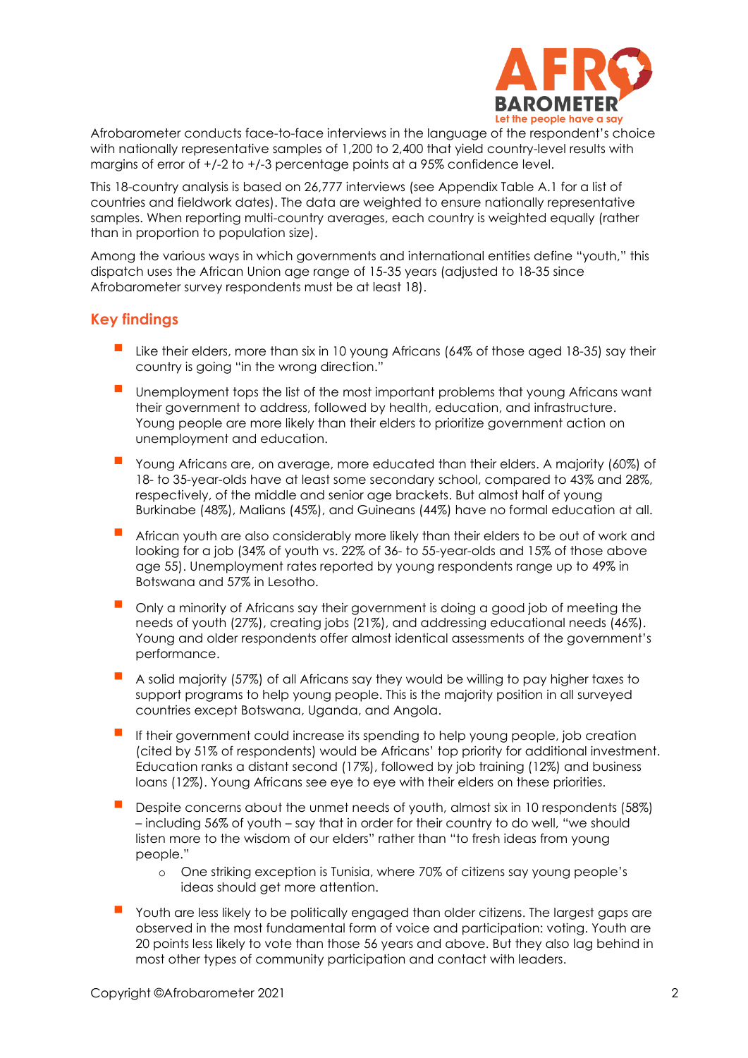Afrobarometer conducts face-to-face interviews in the language of the respondent's choice with nationally representative samples of 1,200 to 2,400 that yield country-level results with margins of error of +/-2 to +/-3 percentage points at a 95% confidence level.

This 18-country analysis is based on 26,777 interviews (see Appendix Table A.1 for a list of countries and fieldwork dates). The data are weighted to ensure nationally representative samples. When reporting multi-country averages, each country is weighted equally (rather than in proportion to population size).

Among the various ways in which governments and international entities define "youth," this dispatch uses the African Union age range of 15-35 years (adjusted to 18-35 since Afrobarometer survey respondents must be at least 18).

## Key findings

- Like their elders, more than six in 10 young Africans (64% of those aged 18-35) say their country is going "in the wrong direction."
- Unemployment tops the list of the most important problems that young Africans want their government to address, followed by health, education, and infrastructure. Young people are more likely than their elders to prioritize government action on unemployment and education.
- Young Africans are, on average, more educated than their elders. A majority (60%) of 18- to 35-year-olds have at least some secondary school, compared to 43% and 28%, respectively, of the middle and senior age brackets. But almost half of young Burkinabe (48%), Malians (45%), and Guineans (44%) have no formal education at all.
- African youth are also considerably more likely than their elders to be out of work and looking for a job (34% of youth vs. 22% of 36- to 55-year-olds and 15% of those above age 55). Unemployment rates reported by young respondents range up to 49% in Botswana and 57% in Lesotho.
- Only a minority of Africans say their government is doing a good job of meeting the needs of youth (27%), creating jobs (21%), and addressing educational needs (46%). Young and older respondents offer almost identical assessments of the government's performance.
- A solid majority (57%) of all Africans say they would be willing to pay higher taxes to support programs to help young people. This is the majority position in all surveyed countries except Botswana, Uganda, and Angola.
- If their government could increase its spending to help young people, job creation (cited by 51% of respondents) would be Africans' top priority for additional investment. Education ranks a distant second (17%), followed by job training (12%) and business loans (12%). Young Africans see eye to eye with their elders on these priorities.
- Despite concerns about the unmet needs of youth, almost six in 10 respondents (58%) – including 56% of youth – say that in order for their country to do well, "we should listen more to the wisdom of our elders" rather than "to fresh ideas from young people."
    - One striking exception is Tunisia, where 70% of citizens say young people's ideas should get more attention.
- Youth are less likely to be politically engaged than older citizens. The largest gaps are observed in the most fundamental form of voice and participation: voting. Youth are 20 points less likely to vote than those 56 years and above. But they also lag behind in most other types of community participation and contact with leaders.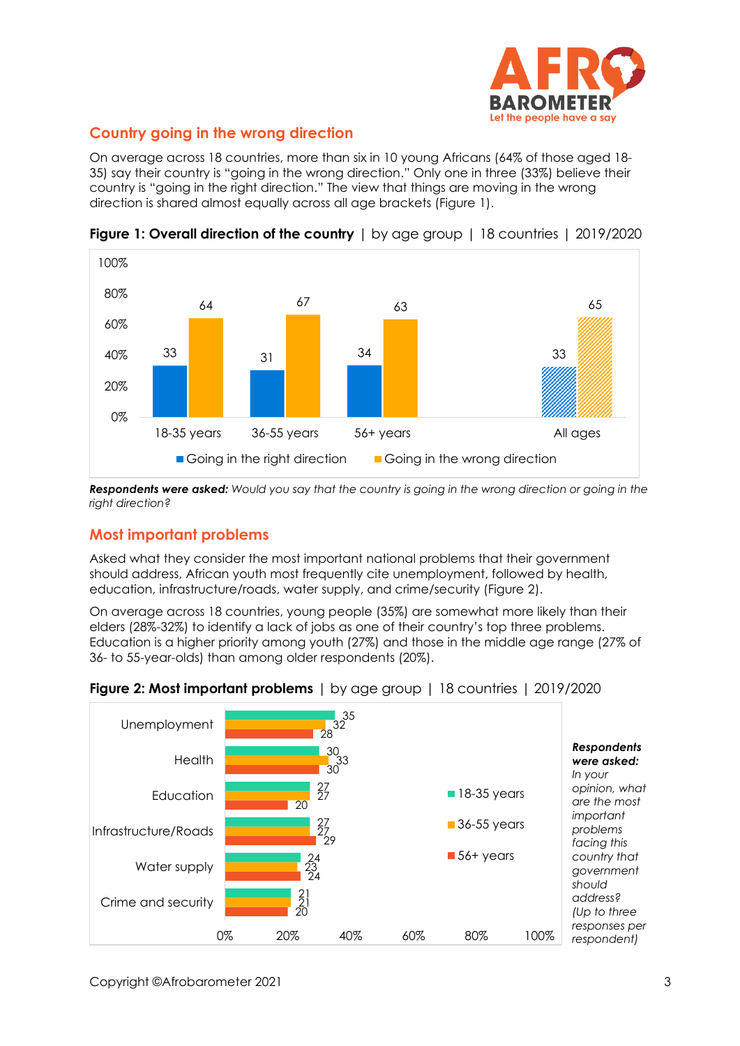## Country going in the wrong direction

On average across 18 countries, more than six in 10 young Africans (64% of those aged 18-35) say their country is "going in the wrong direction." Only one in three (33%) believe their country is "going in the right direction." The view that things are moving in the wrong direction is shared almost equally across all age brackets (Figure 1).

**Figure 1: Overall direction of the country** | by age group | 18 countries | 2019/2020

| | Going in the right direction | Going in the wrong direction |
|---|---|---|
| 18-35 years | 33 | 64 |
| 36-55 years | 31 | 67 |
| 56+ years | 34 | 63 |
| All ages | 33 | 65 |

***Respondents were asked:*** *Would you say that the country is going in the wrong direction or going in the right direction?*

## Most important problems

Asked what they consider the most important national problems that their government should address, African youth most frequently cite unemployment, followed by health, education, infrastructure/roads, water supply, and crime/security (Figure 2).

On average across 18 countries, young people (35%) are somewhat more likely than their elders (28%-32%) to identify a lack of jobs as one of their country's top three problems. Education is a higher priority among youth (27%) and those in the middle age range (27% of 36- to 55-year-olds) than among older respondents (20%).

**Figure 2: Most important problems** | by age group | 18 countries | 2019/2020

| | 18-35 years | 36-55 years | 56+ years |
|---|---|---|---|
| Unemployment | 35 | 32 | 28 |
| Health | 30 | 33 | 30 |
| Education | 27 | 27 | 20 |
| Infrastructure/Roads | 27 | 27 | 29 |
| Water supply | 24 | 23 | 24 |
| Crime and security | 21 | 21 | 20 |

***Respondents were asked:*** *In your opinion, what are the most important problems facing this country that government should address? (Up to three responses per respondent)*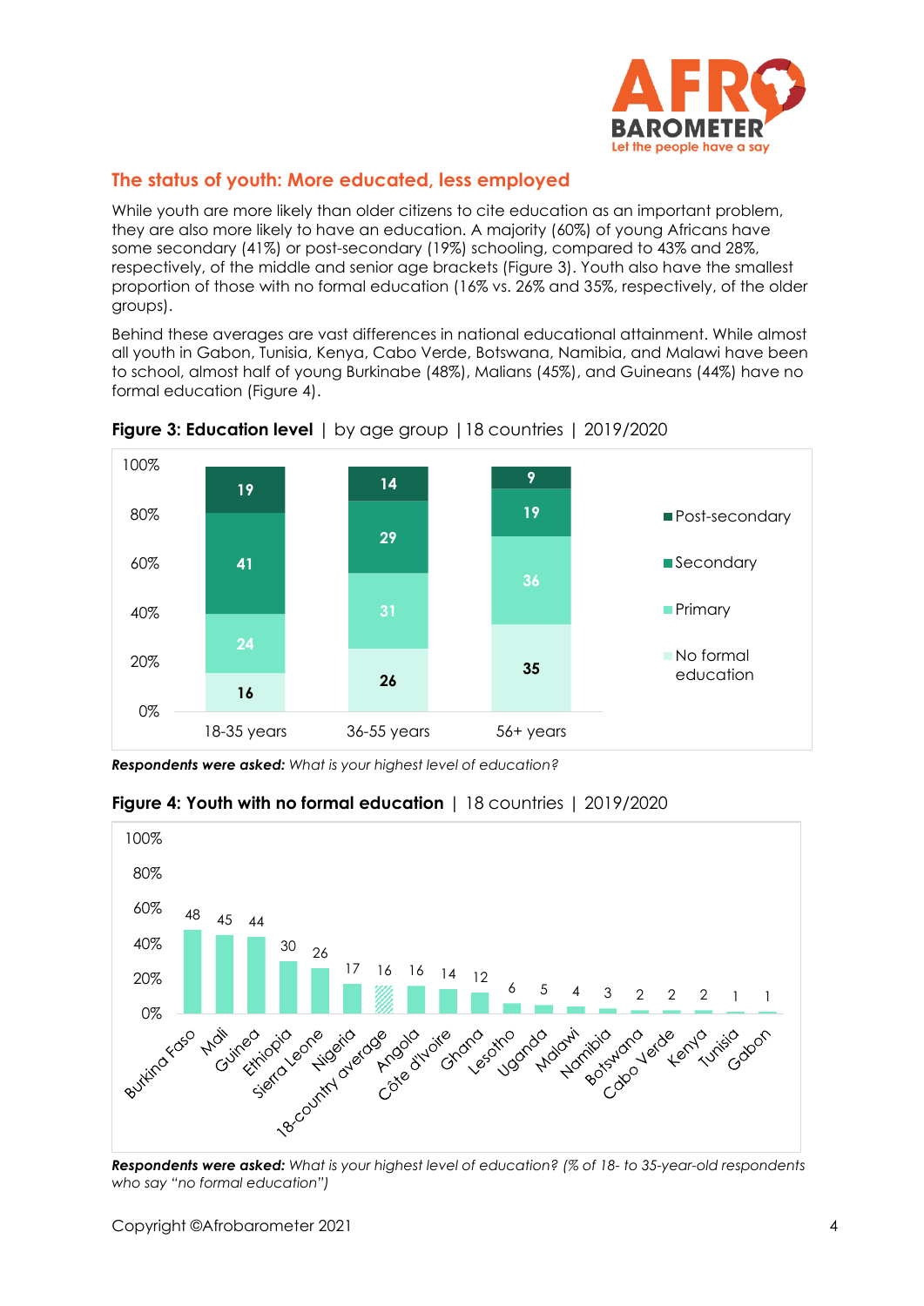## The status of youth: More educated, less employed

While youth are more likely than older citizens to cite education as an important problem, they are also more likely to have an education. A majority (60%) of young Africans have some secondary (41%) or post-secondary (19%) schooling, compared to 43% and 28%, respectively, of the middle and senior age brackets (Figure 3). Youth also have the smallest proportion of those with no formal education (16% vs. 26% and 35%, respectively, of the older groups).

Behind these averages are vast differences in national educational attainment. While almost all youth in Gabon, Tunisia, Kenya, Cabo Verde, Botswana, Namibia, and Malawi have been to school, almost half of young Burkinabe (48%), Malians (45%), and Guineans (44%) have no formal education (Figure 4).

**Figure 3: Education level** | by age group | 18 countries | 2019/2020

| | 18-35 years | 36-55 years | 56+ years |
|---|---|---|---|
| Post-secondary | 19 | 14 | 9 |
| Secondary | 41 | 29 | 19 |
| Primary | 24 | 31 | 36 |
| No formal education | 16 | 26 | 35 |

***Respondents were asked:*** *What is your highest level of education?*

**Figure 4: Youth with no formal education** | 18 countries | 2019/2020

| Country | % |
|---|---|
| Burkina Faso | 48 |
| Mali | 45 |
| Guinea | 44 |
| Ethiopia | 30 |
| Sierra Leone | 26 |
| Nigeria | 17 |
| 18-country average | 16 |
| Angola | 16 |
| Côte d'Ivoire | 14 |
| Ghana | 12 |
| Lesotho | 6 |
| Uganda | 5 |
| Malawi | 4 |
| Namibia | 3 |
| Botswana | 2 |
| Cabo Verde | 2 |
| Kenya | 2 |
| Tunisia | 1 |
| Gabon | 1 |

***Respondents were asked:*** *What is your highest level of education? (% of 18- to 35-year-old respondents who say "no formal education")*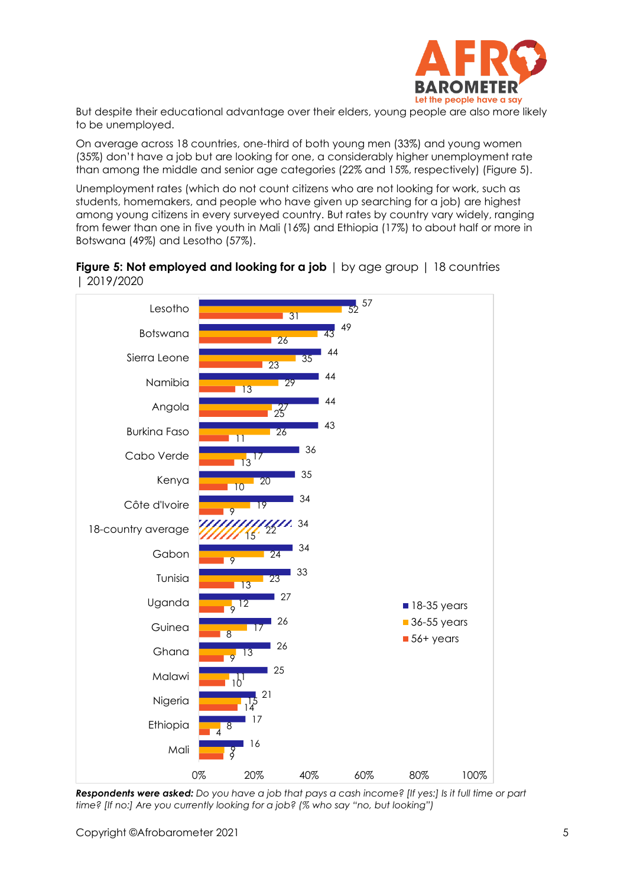But despite their educational advantage over their elders, young people are also more likely to be unemployed.

On average across 18 countries, one-third of both young men (33%) and young women (35%) don't have a job but are looking for one, a considerably higher unemployment rate than among the middle and senior age categories (22% and 15%, respectively) (Figure 5).

Unemployment rates (which do not count citizens who are not looking for work, such as students, homemakers, and people who have given up searching for a job) are highest among young citizens in every surveyed country. But rates by country vary widely, ranging from fewer than one in five youth in Mali (16%) and Ethiopia (17%) to about half or more in Botswana (49%) and Lesotho (57%).

**Figure 5: Not employed and looking for a job** | by age group | 18 countries | 2019/2020

| Country | 18-35 years | 36-55 years | 56+ years |
|---|---|---|---|
| Lesotho | 57 | 52 | 31 |
| Botswana | 49 | 43 | 26 |
| Sierra Leone | 44 | 35 | 23 |
| Namibia | 44 | 29 | 13 |
| Angola | 44 | 27 | 25 |
| Burkina Faso | 43 | 26 | 11 |
| Cabo Verde | 36 | 17 | 13 |
| Kenya | 35 | 20 | 10 |
| Côte d'Ivoire | 34 | 19 | 9 |
| 18-country average | 34 | 22 | 15 |
| Gabon | 34 | 24 | 9 |
| Tunisia | 33 | 23 | 13 |
| Uganda | 27 | 12 | 9 |
| Guinea | 26 | 17 | 8 |
| Ghana | 26 | 13 | 9 |
| Malawi | 25 | 11 | 10 |
| Nigeria | 21 | 15 | 14 |
| Ethiopia | 17 | 8 | 4 |
| Mali | 16 | 9 | 9 |

***Respondents were asked:*** *Do you have a job that pays a cash income? [If yes:] Is it full time or part time? [If no:] Are you currently looking for a job? (% who say "no, but looking")*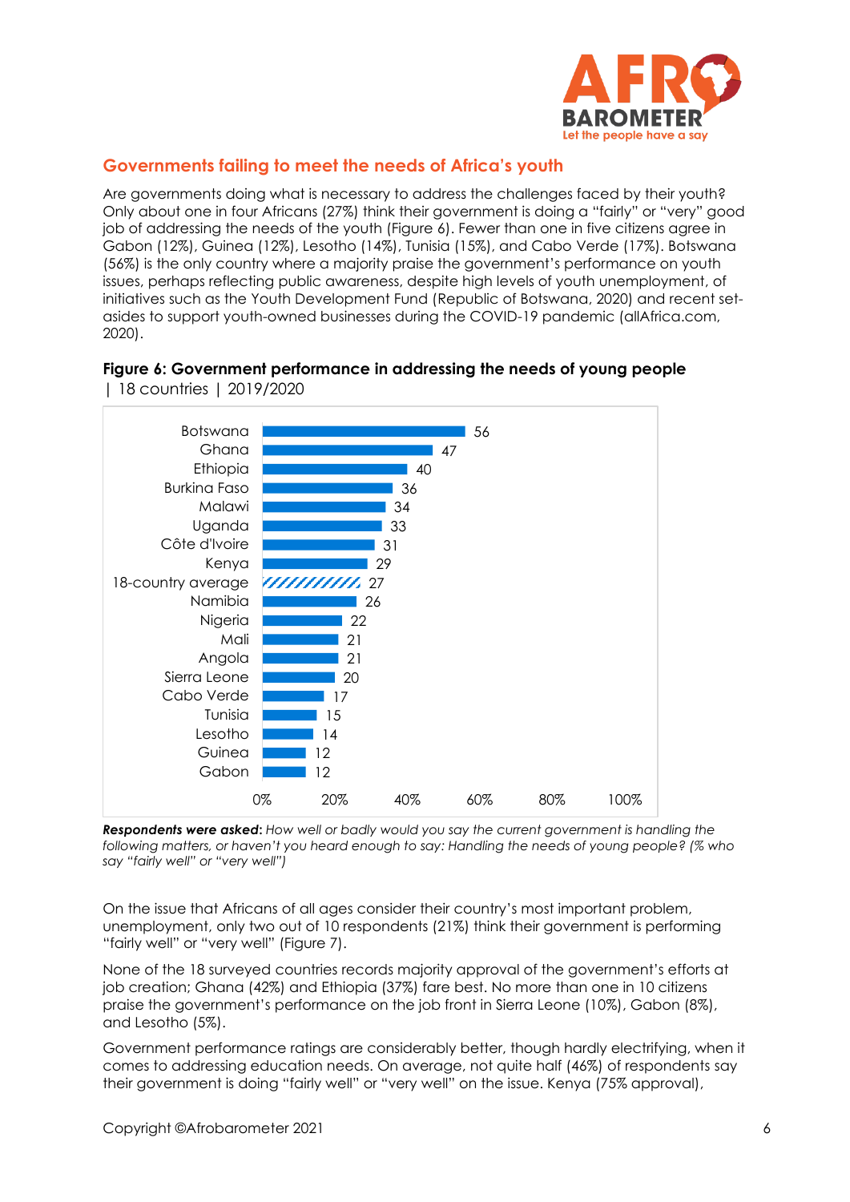## Governments failing to meet the needs of Africa's youth

Are governments doing what is necessary to address the challenges faced by their youth? Only about one in four Africans (27%) think their government is doing a "fairly" or "very" good job of addressing the needs of the youth (Figure 6). Fewer than one in five citizens agree in Gabon (12%), Guinea (12%), Lesotho (14%), Tunisia (15%), and Cabo Verde (17%). Botswana (56%) is the only country where a majority praise the government's performance on youth issues, perhaps reflecting public awareness, despite high levels of youth unemployment, of initiatives such as the Youth Development Fund (Republic of Botswana, 2020) and recent set-asides to support youth-owned businesses during the COVID-19 pandemic (allAfrica.com, 2020).

**Figure 6: Government performance in addressing the needs of young people** | 18 countries | 2019/2020

| Country | % |
|---|---|
| Botswana | 56 |
| Ghana | 47 |
| Ethiopia | 40 |
| Burkina Faso | 36 |
| Malawi | 34 |
| Uganda | 33 |
| Côte d'Ivoire | 31 |
| Kenya | 29 |
| 18-country average | 27 |
| Namibia | 26 |
| Nigeria | 22 |
| Mali | 21 |
| Angola | 21 |
| Sierra Leone | 20 |
| Cabo Verde | 17 |
| Tunisia | 15 |
| Lesotho | 14 |
| Guinea | 12 |
| Gabon | 12 |

***Respondents were asked:*** *How well or badly would you say the current government is handling the following matters, or haven't you heard enough to say: Handling the needs of young people? (% who say "fairly well" or "very well")*

On the issue that Africans of all ages consider their country's most important problem, unemployment, only two out of 10 respondents (21%) think their government is performing "fairly well" or "very well" (Figure 7).

None of the 18 surveyed countries records majority approval of the government's efforts at job creation; Ghana (42%) and Ethiopia (37%) fare best. No more than one in 10 citizens praise the government's performance on the job front in Sierra Leone (10%), Gabon (8%), and Lesotho (5%).

Government performance ratings are considerably better, though hardly electrifying, when it comes to addressing education needs. On average, not quite half (46%) of respondents say their government is doing "fairly well" or "very well" on the issue. Kenya (75% approval),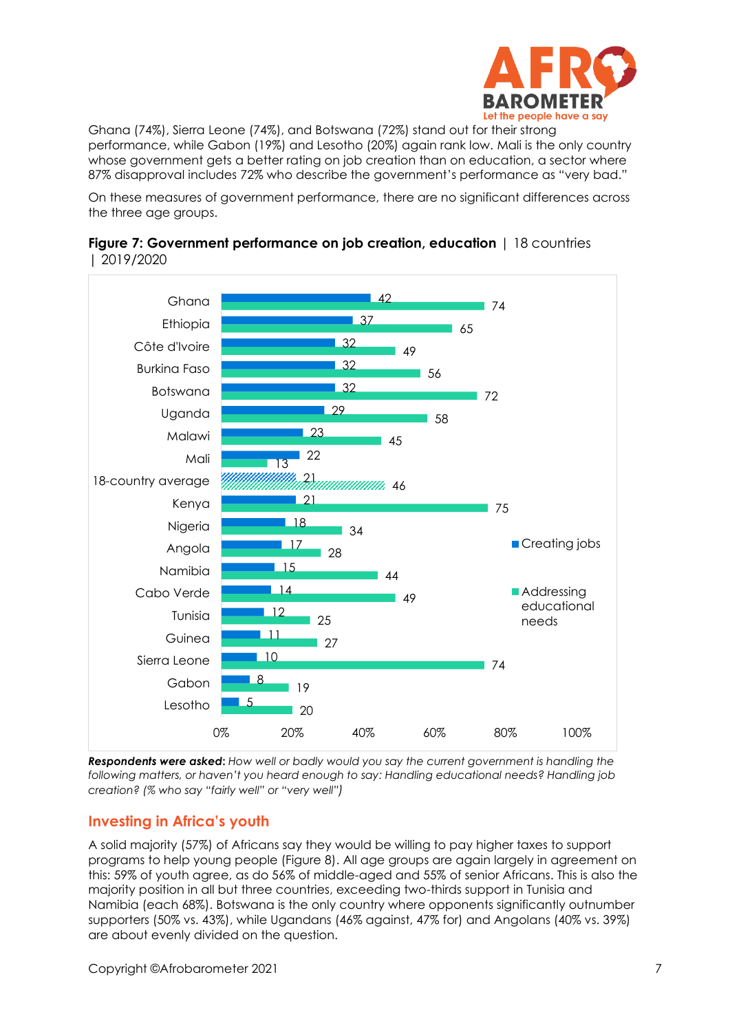Ghana (74%), Sierra Leone (74%), and Botswana (72%) stand out for their strong performance, while Gabon (19%) and Lesotho (20%) again rank low. Mali is the only country whose government gets a better rating on job creation than on education, a sector where 87% disapproval includes 72% who describe the government's performance as "very bad."

On these measures of government performance, there are no significant differences across the three age groups.

**Figure 7: Government performance on job creation, education** | 18 countries | 2019/2020

| Country | Creating jobs | Addressing educational needs |
|---|---|---|
| Ghana | 42 | 74 |
| Ethiopia | 37 | 65 |
| Côte d'Ivoire | 32 | 49 |
| Burkina Faso | 32 | 56 |
| Botswana | 32 | 72 |
| Uganda | 29 | 58 |
| Malawi | 23 | 45 |
| Mali | 22 | 13 |
| 18-country average | 21 | 46 |
| Kenya | 21 | 75 |
| Nigeria | 18 | 34 |
| Angola | 17 | 28 |
| Namibia | 15 | 44 |
| Cabo Verde | 14 | 49 |
| Tunisia | 12 | 25 |
| Guinea | 11 | 27 |
| Sierra Leone | 10 | 74 |
| Gabon | 8 | 19 |
| Lesotho | 5 | 20 |

***Respondents were asked:*** *How well or badly would you say the current government is handling the following matters, or haven't you heard enough to say: Handling educational needs? Handling job creation? (% who say "fairly well" or "very well")*

## Investing in Africa's youth

A solid majority (57%) of Africans say they would be willing to pay higher taxes to support programs to help young people (Figure 8). All age groups are again largely in agreement on this: 59% of youth agree, as do 56% of middle-aged and 55% of senior Africans. This is also the majority position in all but three countries, exceeding two-thirds support in Tunisia and Namibia (each 68%). Botswana is the only country where opponents significantly outnumber supporters (50% vs. 43%), while Ugandans (46% against, 47% for) and Angolans (40% vs. 39%) are about evenly divided on the question.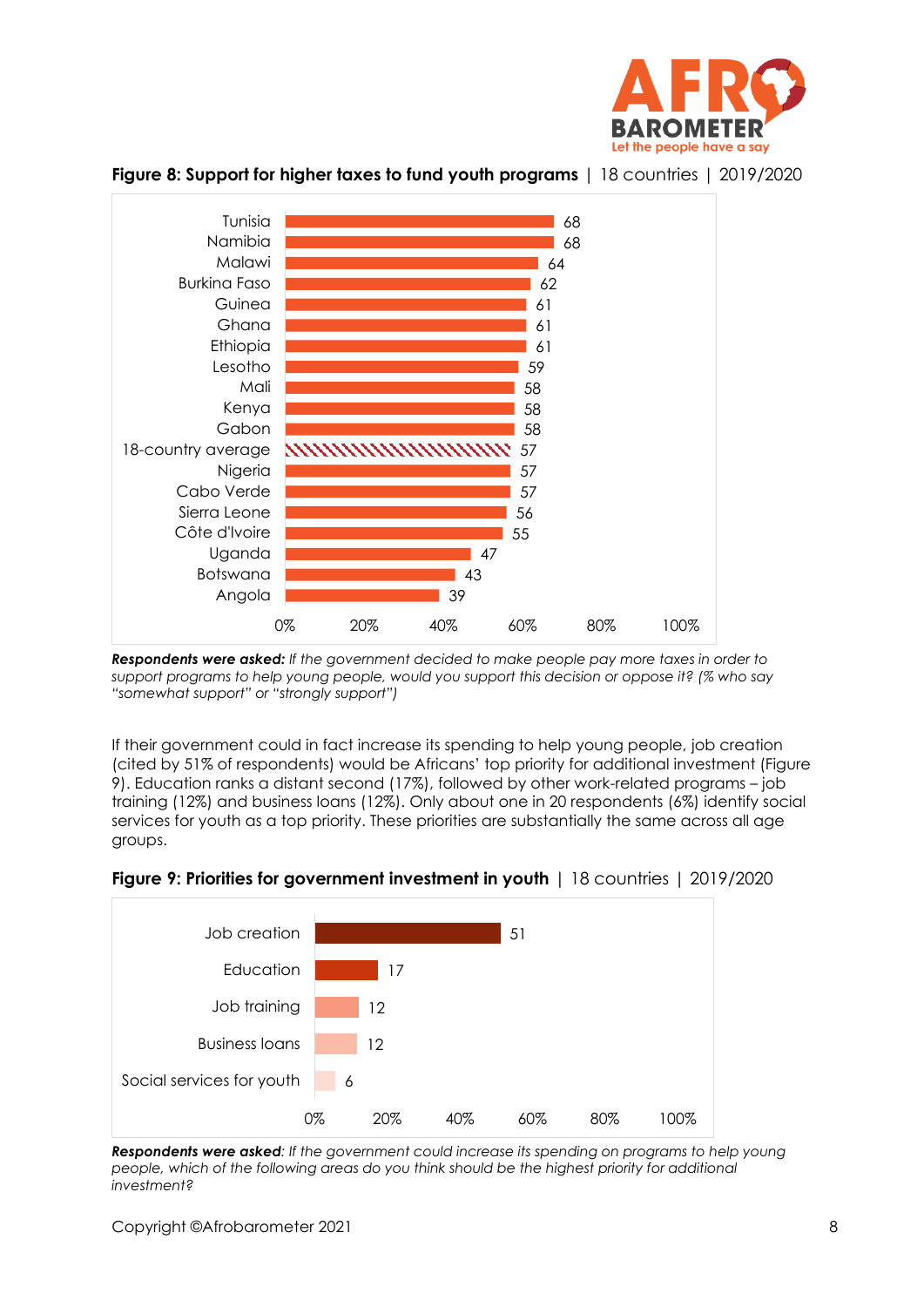**Figure 8: Support for higher taxes to fund youth programs** | 18 countries | 2019/2020

| Country | % |
|---|---|
| Tunisia | 68 |
| Namibia | 68 |
| Malawi | 64 |
| Burkina Faso | 62 |
| Guinea | 61 |
| Ghana | 61 |
| Ethiopia | 61 |
| Lesotho | 59 |
| Mali | 58 |
| Kenya | 58 |
| Gabon | 58 |
| 18-country average | 57 |
| Nigeria | 57 |
| Cabo Verde | 57 |
| Sierra Leone | 56 |
| Côte d'Ivoire | 55 |
| Uganda | 47 |
| Botswana | 43 |
| Angola | 39 |

***Respondents were asked:*** *If the government decided to make people pay more taxes in order to support programs to help young people, would you support this decision or oppose it? (% who say "somewhat support" or "strongly support")*

If their government could in fact increase its spending to help young people, job creation (cited by 51% of respondents) would be Africans' top priority for additional investment (Figure 9). Education ranks a distant second (17%), followed by other work-related programs – job training (12%) and business loans (12%). Only about one in 20 respondents (6%) identify social services for youth as a top priority. These priorities are substantially the same across all age groups.

**Figure 9: Priorities for government investment in youth** | 18 countries | 2019/2020

| Priority | % |
|---|---|
| Job creation | 51 |
| Education | 17 |
| Job training | 12 |
| Business loans | 12 |
| Social services for youth | 6 |

***Respondents were asked****: If the government could increase its spending on programs to help young people, which of the following areas do you think should be the highest priority for additional investment?*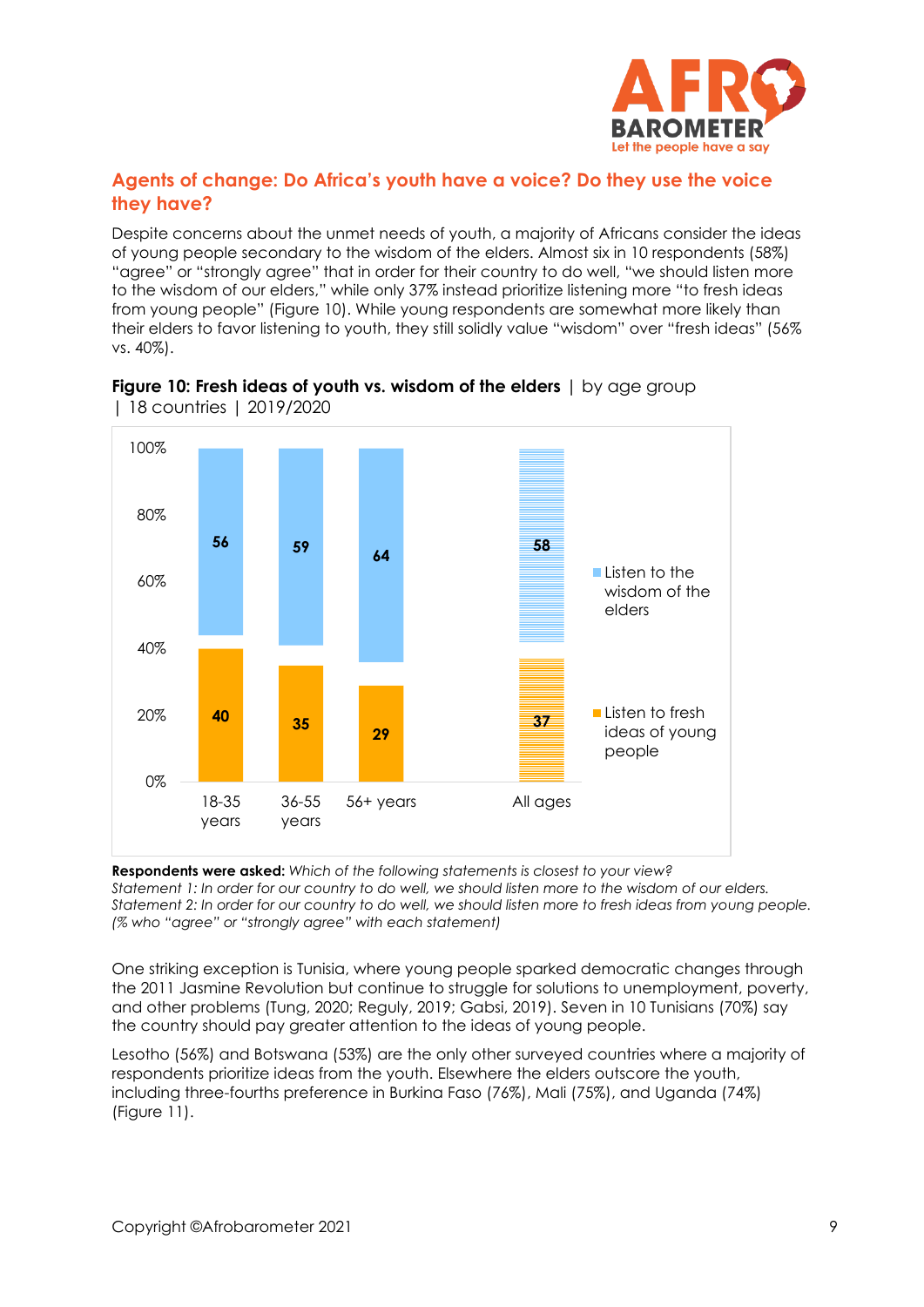## Agents of change: Do Africa's youth have a voice? Do they use the voice they have?

Despite concerns about the unmet needs of youth, a majority of Africans consider the ideas of young people secondary to the wisdom of the elders. Almost six in 10 respondents (58%) "agree" or "strongly agree" that in order for their country to do well, "we should listen more to the wisdom of our elders," while only 37% instead prioritize listening more "to fresh ideas from young people" (Figure 10). While young respondents are somewhat more likely than their elders to favor listening to youth, they still solidly value "wisdom" over "fresh ideas" (56% vs. 40%).

**Figure 10: Fresh ideas of youth vs. wisdom of the elders** | by age group | 18 countries | 2019/2020

| | 18-35 years | 36-55 years | 56+ years | All ages |
|---|---|---|---|---|
| Listen to the wisdom of the elders | 56 | 59 | 64 | 58 |
| Listen to fresh ideas of young people | 40 | 35 | 29 | 37 |

**Respondents were asked:** *Which of the following statements is closest to your view?*
*Statement 1: In order for our country to do well, we should listen more to the wisdom of our elders.*
*Statement 2: In order for our country to do well, we should listen more to fresh ideas from young people.*
*(% who "agree" or "strongly agree" with each statement)*

One striking exception is Tunisia, where young people sparked democratic changes through the 2011 Jasmine Revolution but continue to struggle for solutions to unemployment, poverty, and other problems (Tung, 2020; Reguly, 2019; Gabsi, 2019). Seven in 10 Tunisians (70%) say the country should pay greater attention to the ideas of young people.

Lesotho (56%) and Botswana (53%) are the only other surveyed countries where a majority of respondents prioritize ideas from the youth. Elsewhere the elders outscore the youth, including three-fourths preference in Burkina Faso (76%), Mali (75%), and Uganda (74%) (Figure 11).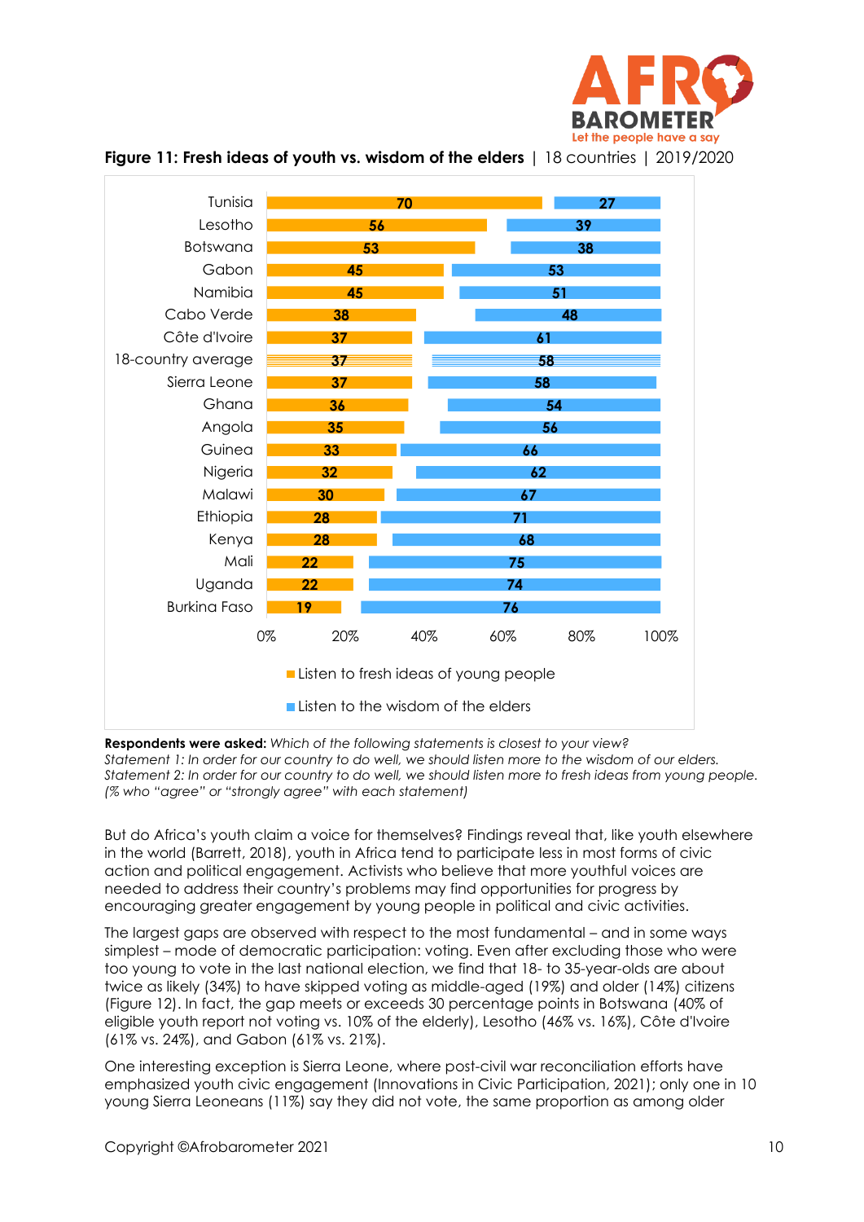**Figure 11: Fresh ideas of youth vs. wisdom of the elders** | 18 countries | 2019/2020

| Country | Listen to fresh ideas of young people | Listen to the wisdom of the elders |
|---|---|---|
| Tunisia | 70 | 27 |
| Lesotho | 56 | 39 |
| Botswana | 53 | 38 |
| Gabon | 45 | 53 |
| Namibia | 45 | 51 |
| Cabo Verde | 38 | 48 |
| Côte d'Ivoire | 37 | 61 |
| 18-country average | 37 | 58 |
| Sierra Leone | 37 | 58 |
| Ghana | 36 | 54 |
| Angola | 35 | 56 |
| Guinea | 33 | 66 |
| Nigeria | 32 | 62 |
| Malawi | 30 | 67 |
| Ethiopia | 28 | 71 |
| Kenya | 28 | 68 |
| Mali | 22 | 75 |
| Uganda | 22 | 74 |
| Burkina Faso | 19 | 76 |

**Respondents were asked:** *Which of the following statements is closest to your view?*
*Statement 1: In order for our country to do well, we should listen more to the wisdom of our elders.*
*Statement 2: In order for our country to do well, we should listen more to fresh ideas from young people.*
*(% who "agree" or "strongly agree" with each statement)*

But do Africa's youth claim a voice for themselves? Findings reveal that, like youth elsewhere in the world (Barrett, 2018), youth in Africa tend to participate less in most forms of civic action and political engagement. Activists who believe that more youthful voices are needed to address their country's problems may find opportunities for progress by encouraging greater engagement by young people in political and civic activities.

The largest gaps are observed with respect to the most fundamental – and in some ways simplest – mode of democratic participation: voting. Even after excluding those who were too young to vote in the last national election, we find that 18- to 35-year-olds are about twice as likely (34%) to have skipped voting as middle-aged (19%) and older (14%) citizens (Figure 12). In fact, the gap meets or exceeds 30 percentage points in Botswana (40% of eligible youth report not voting vs. 10% of the elderly), Lesotho (46% vs. 16%), Côte d'Ivoire (61% vs. 24%), and Gabon (61% vs. 21%).

One interesting exception is Sierra Leone, where post-civil war reconciliation efforts have emphasized youth civic engagement (Innovations in Civic Participation, 2021); only one in 10 young Sierra Leoneans (11%) say they did not vote, the same proportion as among older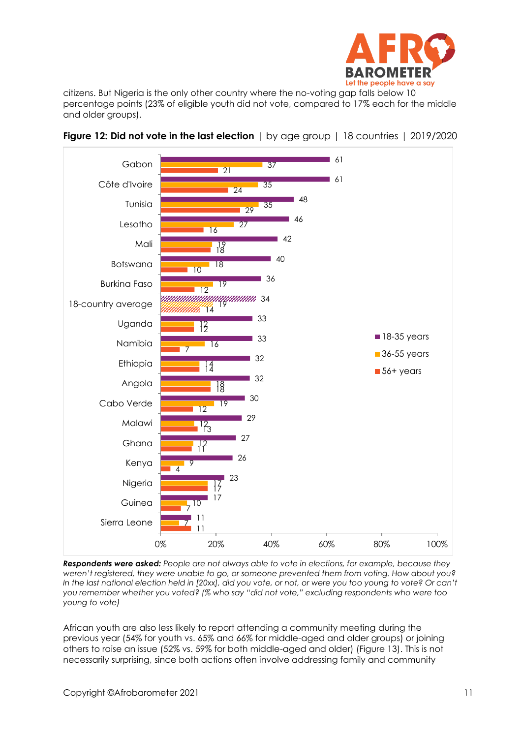citizens. But Nigeria is the only other country where the no-voting gap falls below 10 percentage points (23% of eligible youth did not vote, compared to 17% each for the middle and older groups).

**Figure 12: Did not vote in the last election** | by age group | 18 countries | 2019/2020

| Country | 18-35 years | 36-55 years | 56+ years |
|---|---|---|---|
| Gabon | 61 | 37 | 21 |
| Côte d'Ivoire | 61 | 35 | 24 |
| Tunisia | 48 | 35 | 29 |
| Lesotho | 46 | 27 | 16 |
| Mali | 42 | 19 | 18 |
| Botswana | 40 | 18 | 10 |
| Burkina Faso | 36 | 19 | 12 |
| 18-country average | 34 | 19 | 14 |
| Uganda | 33 | 12 | 12 |
| Namibia | 33 | 16 | 7 |
| Ethiopia | 32 | 14 | 14 |
| Angola | 32 | 18 | 18 |
| Cabo Verde | 30 | 19 | 12 |
| Malawi | 29 | 12 | 13 |
| Ghana | 27 | 12 | 11 |
| Kenya | 26 | 9 | 4 |
| Nigeria | 23 | 17 | 17 |
| Guinea | 17 | 10 | 7 |
| Sierra Leone | 11 | 7 | 11 |

***Respondents were asked:*** *People are not always able to vote in elections, for example, because they weren't registered, they were unable to go, or someone prevented them from voting. How about you? In the last national election held in [20xx], did you vote, or not, or were you too young to vote? Or can't you remember whether you voted? (% who say "did not vote," excluding respondents who were too young to vote)*

African youth are also less likely to report attending a community meeting during the previous year (54% for youth vs. 65% and 66% for middle-aged and older groups) or joining others to raise an issue (52% vs. 59% for both middle-aged and older) (Figure 13). This is not necessarily surprising, since both actions often involve addressing family and community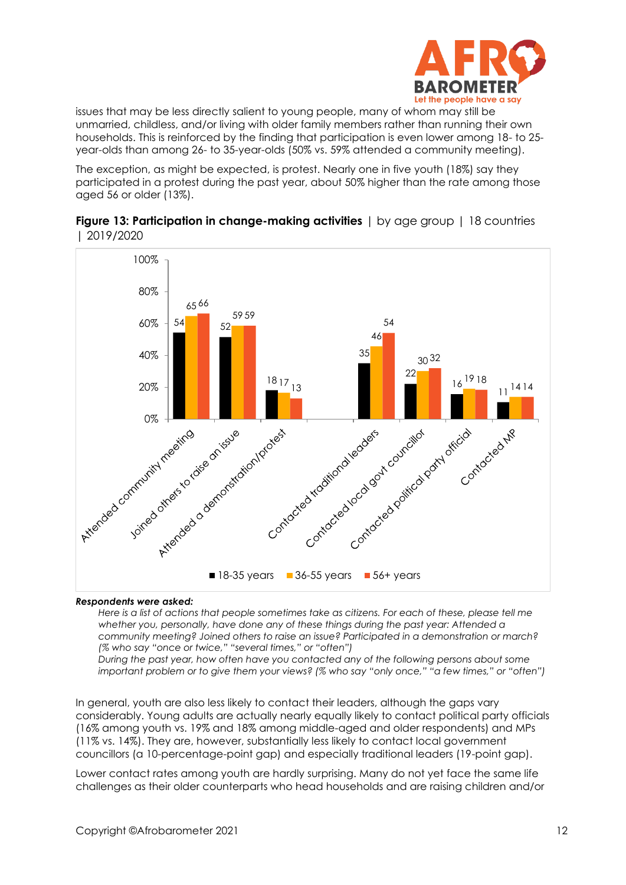issues that may be less directly salient to young people, many of whom may still be unmarried, childless, and/or living with older family members rather than running their own households. This is reinforced by the finding that participation is even lower among 18- to 25-year-olds than among 26- to 35-year-olds (50% vs. 59% attended a community meeting).

The exception, as might be expected, is protest. Nearly one in five youth (18%) say they participated in a protest during the past year, about 50% higher than the rate among those aged 56 or older (13%).

**Figure 13: Participation in change-making activities** | by age group | 18 countries | 2019/2020

| | 18-35 years | 36-55 years | 56+ years |
|---|---|---|---|
| Attended community meeting | 54 | 65 | 66 |
| Joined others to raise an issue | 52 | 59 | 59 |
| Attended a demonstration/protest | 18 | 17 | 13 |
| Contacted traditional leaders | 35 | 46 | 54 |
| Contacted local govt councillor | 22 | 30 | 32 |
| Contacted political party official | 16 | 19 | 18 |
| Contacted MP | 11 | 14 | 14 |

***Respondents were asked:***

*Here is a list of actions that people sometimes take as citizens. For each of these, please tell me whether you, personally, have done any of these things during the past year: Attended a community meeting? Joined others to raise an issue? Participated in a demonstration or march? (% who say "once or twice," "several times," or "often")*

*During the past year, how often have you contacted any of the following persons about some important problem or to give them your views? (% who say "only once," "a few times," or "often")*

In general, youth are also less likely to contact their leaders, although the gaps vary considerably. Young adults are actually nearly equally likely to contact political party officials (16% among youth vs. 19% and 18% among middle-aged and older respondents) and MPs (11% vs. 14%). They are, however, substantially less likely to contact local government councillors (a 10-percentage-point gap) and especially traditional leaders (19-point gap).

Lower contact rates among youth are hardly surprising. Many do not yet face the same life challenges as their older counterparts who head households and are raising children and/or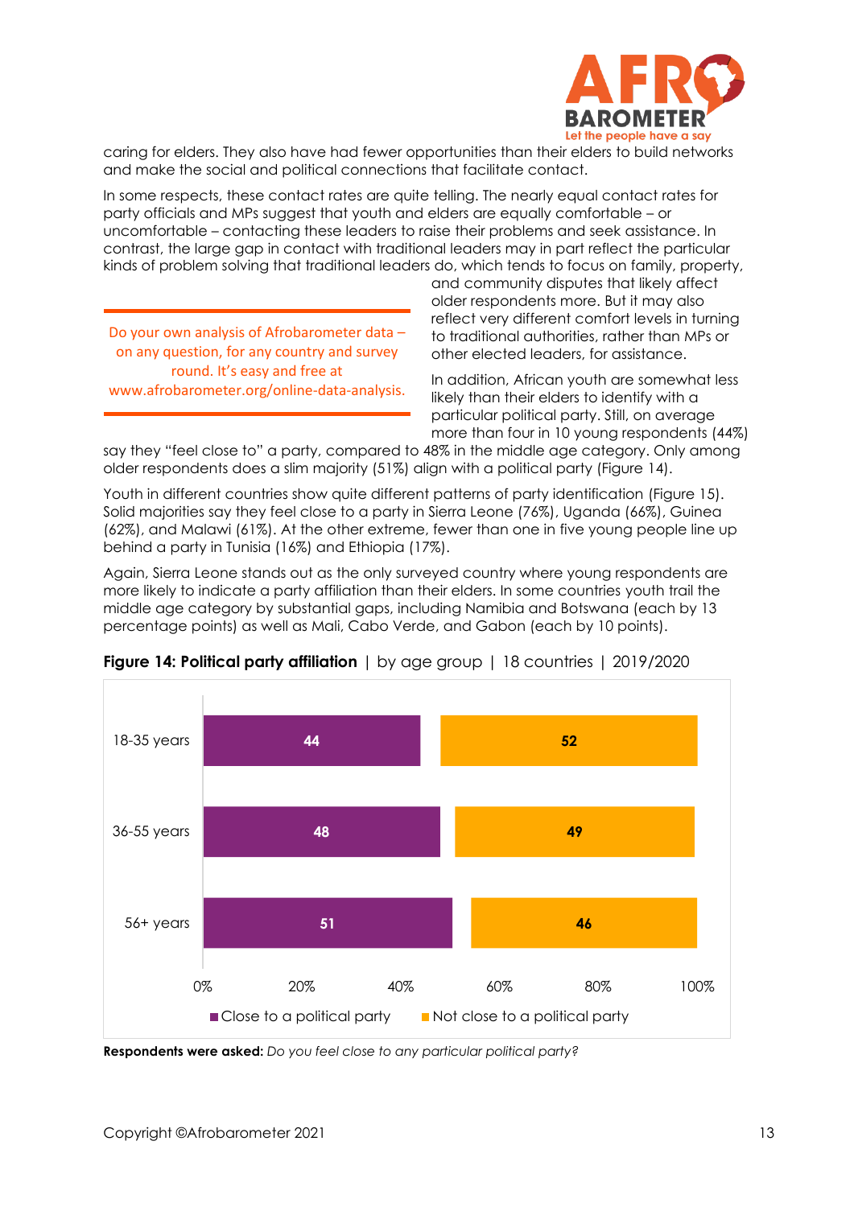caring for elders. They also have had fewer opportunities than their elders to build networks and make the social and political connections that facilitate contact.

In some respects, these contact rates are quite telling. The nearly equal contact rates for party officials and MPs suggest that youth and elders are equally comfortable – or uncomfortable – contacting these leaders to raise their problems and seek assistance. In contrast, the large gap in contact with traditional leaders may in part reflect the particular kinds of problem solving that traditional leaders do, which tends to focus on family, property, and community disputes that likely affect older respondents more. But it may also reflect very different comfort levels in turning to traditional authorities, rather than MPs or other elected leaders, for assistance.

> Do your own analysis of Afrobarometer data – on any question, for any country and survey round. It's easy and free at www.afrobarometer.org/online-data-analysis.

In addition, African youth are somewhat less likely than their elders to identify with a particular political party. Still, on average more than four in 10 young respondents (44%) say they "feel close to" a party, compared to 48% in the middle age category. Only among older respondents does a slim majority (51%) align with a political party (Figure 14).

Youth in different countries show quite different patterns of party identification (Figure 15). Solid majorities say they feel close to a party in Sierra Leone (76%), Uganda (66%), Guinea (62%), and Malawi (61%). At the other extreme, fewer than one in five young people line up behind a party in Tunisia (16%) and Ethiopia (17%).

Again, Sierra Leone stands out as the only surveyed country where young respondents are more likely to indicate a party affiliation than their elders. In some countries youth trail the middle age category by substantial gaps, including Namibia and Botswana (each by 13 percentage points) as well as Mali, Cabo Verde, and Gabon (each by 10 points).

**Figure 14: Political party affiliation** | by age group | 18 countries | 2019/2020

| Age group | Close to a political party | Not close to a political party |
|---|---|---|
| 18-35 years | 44 | 52 |
| 36-55 years | 48 | 49 |
| 56+ years | 51 | 46 |

**Respondents were asked:** *Do you feel close to any particular political party?*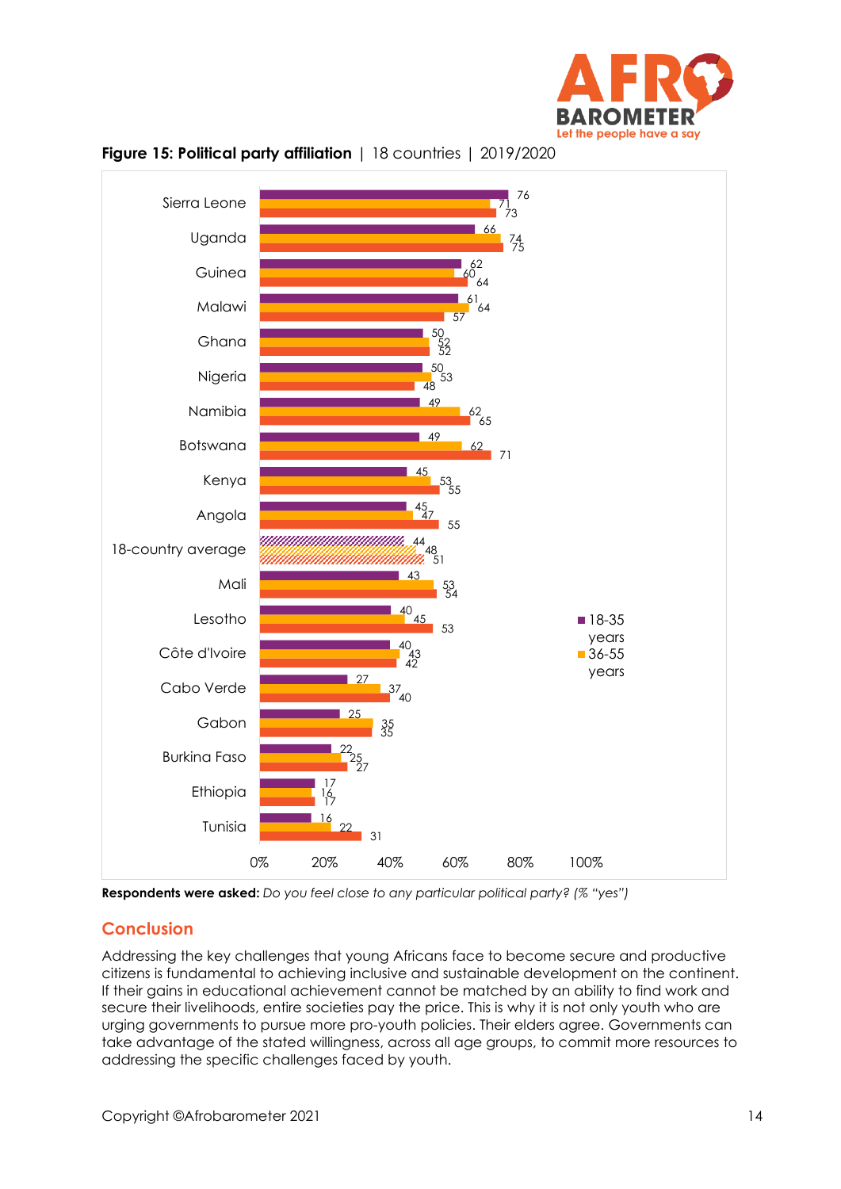**Figure 15: Political party affiliation** | 18 countries | 2019/2020

| Country | 18-35 years | 36-55 years | |
|---|---|---|---|
| Sierra Leone | 76 | 71 | 73 |
| Uganda | 66 | 74 | 75 |
| Guinea | 62 | 60 | 64 |
| Malawi | 61 | 64 | 57 |
| Ghana | 50 | 52 | 52 |
| Nigeria | 50 | 53 | 48 |
| Namibia | 49 | 62 | 65 |
| Botswana | 49 | 62 | 71 |
| Kenya | 45 | 53 | 55 |
| Angola | 45 | 47 | 55 |
| 18-country average | 44 | 48 | 51 |
| Mali | 43 | 53 | 54 |
| Lesotho | 40 | 45 | 53 |
| Côte d'Ivoire | 40 | 43 | 42 |
| Cabo Verde | 27 | 37 | 40 |
| Gabon | 25 | 35 | 35 |
| Burkina Faso | 22 | 25 | 27 |
| Ethiopia | 17 | 16 | 17 |
| Tunisia | 16 | 22 | 31 |

**Respondents were asked:** *Do you feel close to any particular political party? (% "yes")*

## Conclusion

Addressing the key challenges that young Africans face to become secure and productive citizens is fundamental to achieving inclusive and sustainable development on the continent. If their gains in educational achievement cannot be matched by an ability to find work and secure their livelihoods, entire societies pay the price. This is why it is not only youth who are urging governments to pursue more pro-youth policies. Their elders agree. Governments can take advantage of the stated willingness, across all age groups, to commit more resources to addressing the specific challenges faced by youth.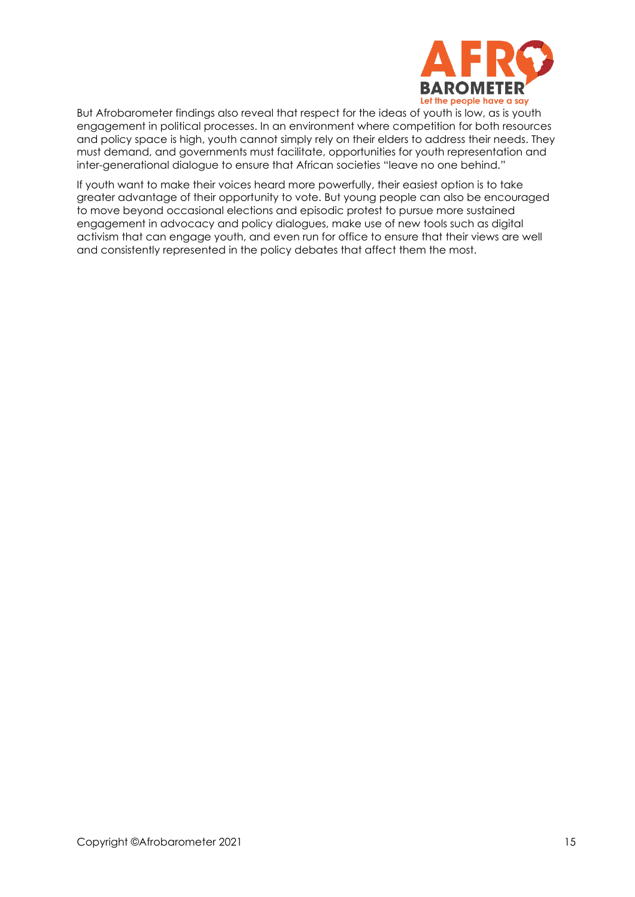But Afrobarometer findings also reveal that respect for the ideas of youth is low, as is youth engagement in political processes. In an environment where competition for both resources and policy space is high, youth cannot simply rely on their elders to address their needs. They must demand, and governments must facilitate, opportunities for youth representation and inter-generational dialogue to ensure that African societies "leave no one behind."

If youth want to make their voices heard more powerfully, their easiest option is to take greater advantage of their opportunity to vote. But young people can also be encouraged to move beyond occasional elections and episodic protest to pursue more sustained engagement in advocacy and policy dialogues, make use of new tools such as digital activism that can engage youth, and even run for office to ensure that their views are well and consistently represented in the policy debates that affect them the most.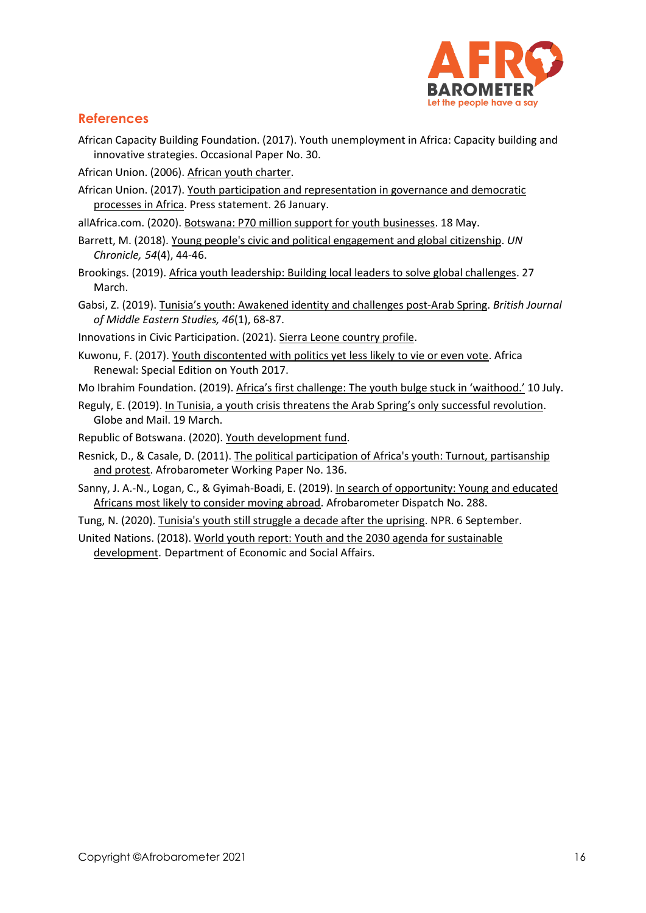## References

African Capacity Building Foundation. (2017). Youth unemployment in Africa: Capacity building and innovative strategies. Occasional Paper No. 30.

African Union. (2006). African youth charter.

African Union. (2017). Youth participation and representation in governance and democratic processes in Africa. Press statement. 26 January.

allAfrica.com. (2020). Botswana: P70 million support for youth businesses. 18 May.

Barrett, M. (2018). Young people's civic and political engagement and global citizenship. *UN Chronicle, 54*(4), 44-46.

Brookings. (2019). Africa youth leadership: Building local leaders to solve global challenges. 27 March.

Gabsi, Z. (2019). Tunisia's youth: Awakened identity and challenges post-Arab Spring. *British Journal of Middle Eastern Studies, 46*(1), 68-87.

Innovations in Civic Participation. (2021). Sierra Leone country profile.

Kuwonu, F. (2017). Youth discontented with politics yet less likely to vie or even vote. Africa Renewal: Special Edition on Youth 2017.

Mo Ibrahim Foundation. (2019). Africa's first challenge: The youth bulge stuck in 'waithood.' 10 July.

Reguly, E. (2019). In Tunisia, a youth crisis threatens the Arab Spring's only successful revolution. Globe and Mail. 19 March.

Republic of Botswana. (2020). Youth development fund.

Resnick, D., & Casale, D. (2011). The political participation of Africa's youth: Turnout, partisanship and protest. Afrobarometer Working Paper No. 136.

Sanny, J. A.-N., Logan, C., & Gyimah-Boadi, E. (2019). In search of opportunity: Young and educated Africans most likely to consider moving abroad. Afrobarometer Dispatch No. 288.

Tung, N. (2020). Tunisia's youth still struggle a decade after the uprising. NPR. 6 September.

United Nations. (2018). World youth report: Youth and the 2030 agenda for sustainable development. Department of Economic and Social Affairs.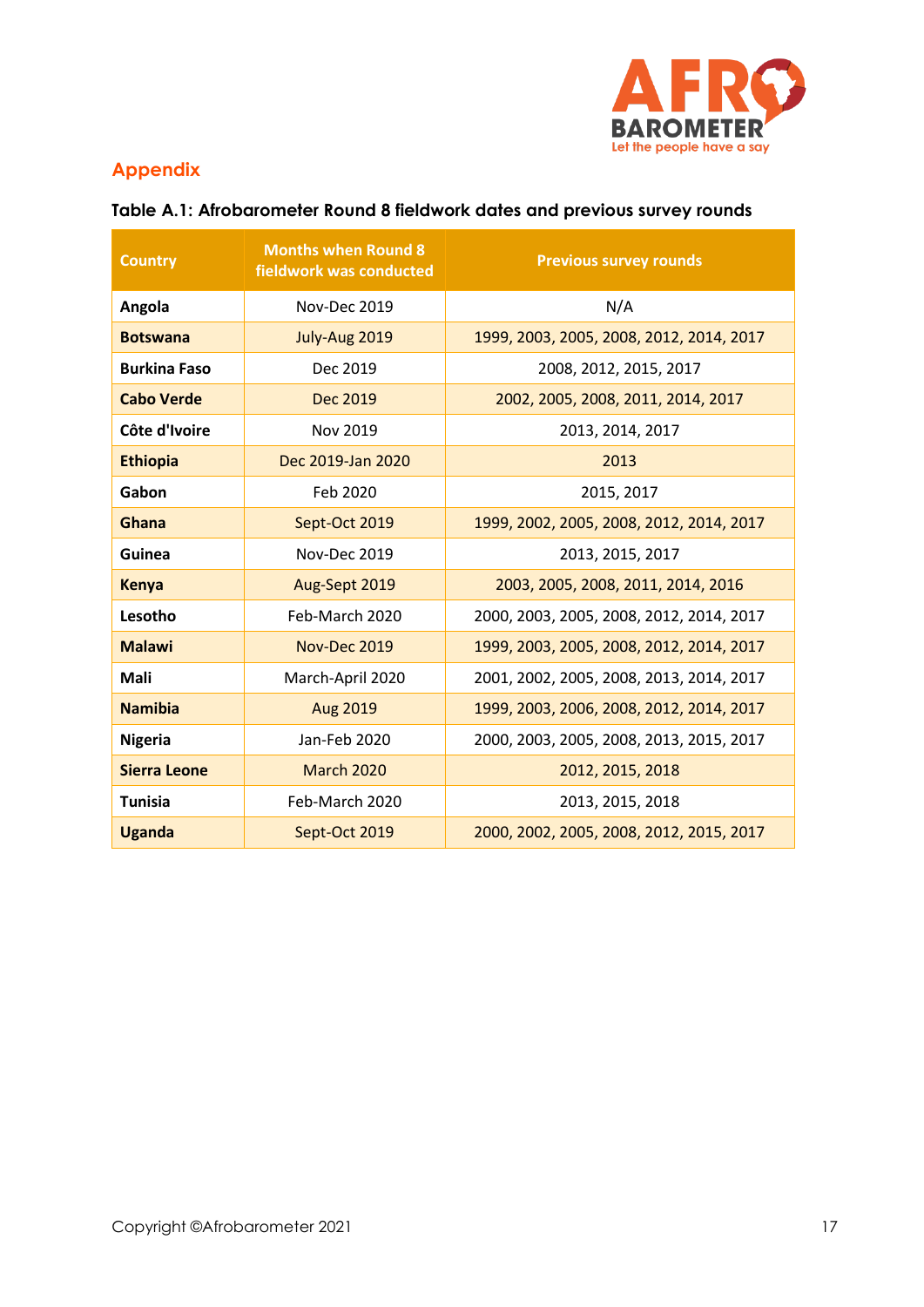## Appendix

**Table A.1: Afrobarometer Round 8 fieldwork dates and previous survey rounds**

| Country | Months when Round 8 fieldwork was conducted | Previous survey rounds |
|---|---|---|
| **Angola** | Nov-Dec 2019 | N/A |
| **Botswana** | July-Aug 2019 | 1999, 2003, 2005, 2008, 2012, 2014, 2017 |
| **Burkina Faso** | Dec 2019 | 2008, 2012, 2015, 2017 |
| **Cabo Verde** | Dec 2019 | 2002, 2005, 2008, 2011, 2014, 2017 |
| **Côte d'Ivoire** | Nov 2019 | 2013, 2014, 2017 |
| **Ethiopia** | Dec 2019-Jan 2020 | 2013 |
| **Gabon** | Feb 2020 | 2015, 2017 |
| **Ghana** | Sept-Oct 2019 | 1999, 2002, 2005, 2008, 2012, 2014, 2017 |
| **Guinea** | Nov-Dec 2019 | 2013, 2015, 2017 |
| **Kenya** | Aug-Sept 2019 | 2003, 2005, 2008, 2011, 2014, 2016 |
| **Lesotho** | Feb-March 2020 | 2000, 2003, 2005, 2008, 2012, 2014, 2017 |
| **Malawi** | Nov-Dec 2019 | 1999, 2003, 2005, 2008, 2012, 2014, 2017 |
| **Mali** | March-April 2020 | 2001, 2002, 2005, 2008, 2013, 2014, 2017 |
| **Namibia** | Aug 2019 | 1999, 2003, 2006, 2008, 2012, 2014, 2017 |
| **Nigeria** | Jan-Feb 2020 | 2000, 2003, 2005, 2008, 2013, 2015, 2017 |
| **Sierra Leone** | March 2020 | 2012, 2015, 2018 |
| **Tunisia** | Feb-March 2020 | 2013, 2015, 2018 |
| **Uganda** | Sept-Oct 2019 | 2000, 2002, 2005, 2008, 2012, 2015, 2017 |

Copyright ©Afrobarometer 2021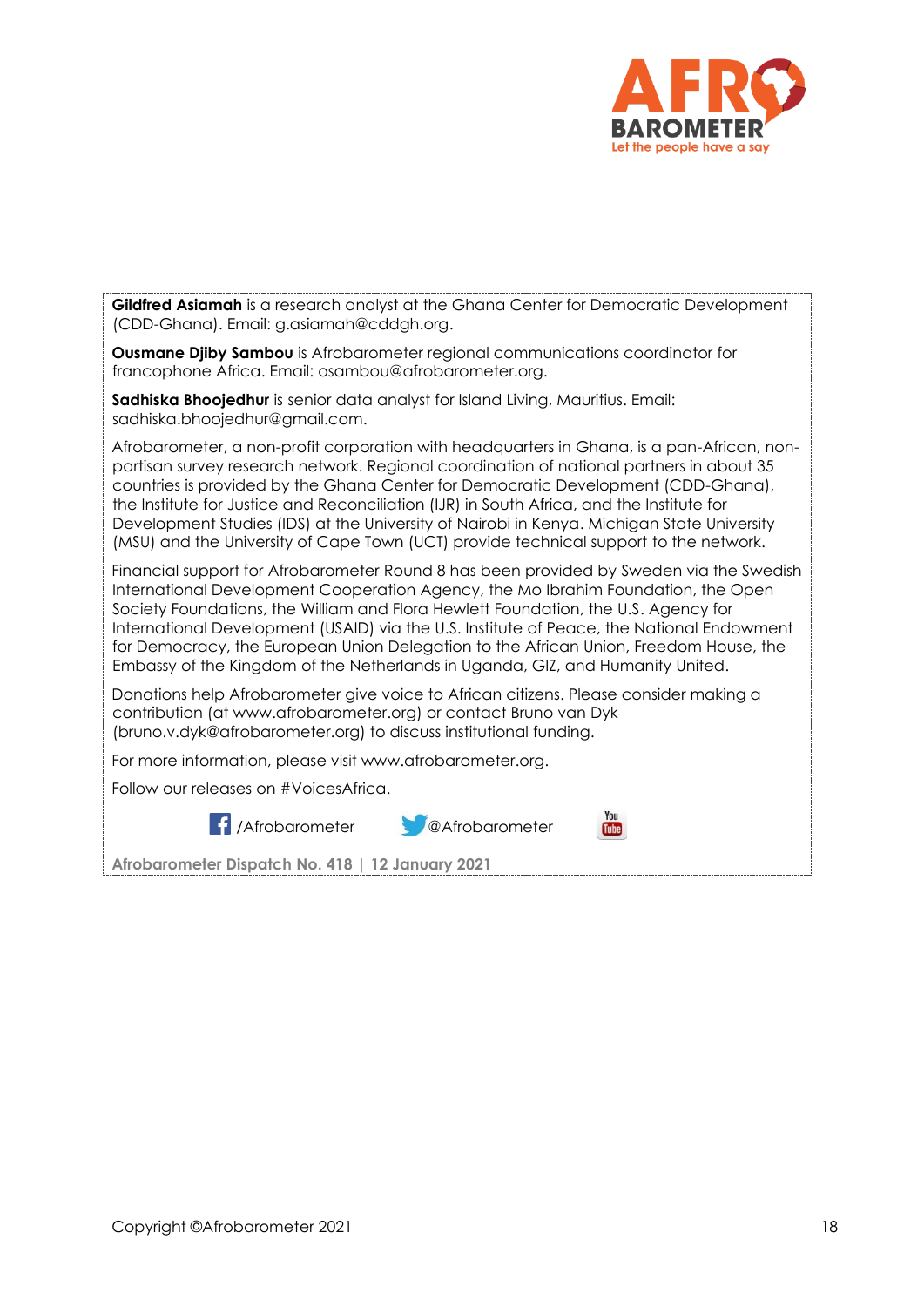**Gildfred Asiamah** is a research analyst at the Ghana Center for Democratic Development (CDD-Ghana). Email: g.asiamah@cddgh.org.

**Ousmane Djiby Sambou** is Afrobarometer regional communications coordinator for francophone Africa. Email: osambou@afrobarometer.org.

**Sadhiska Bhoojedhur** is senior data analyst for Island Living, Mauritius. Email: sadhiska.bhoojedhur@gmail.com.

Afrobarometer, a non-profit corporation with headquarters in Ghana, is a pan-African, non-partisan survey research network. Regional coordination of national partners in about 35 countries is provided by the Ghana Center for Democratic Development (CDD-Ghana), the Institute for Justice and Reconciliation (IJR) in South Africa, and the Institute for Development Studies (IDS) at the University of Nairobi in Kenya. Michigan State University (MSU) and the University of Cape Town (UCT) provide technical support to the network.

Financial support for Afrobarometer Round 8 has been provided by Sweden via the Swedish International Development Cooperation Agency, the Mo Ibrahim Foundation, the Open Society Foundations, the William and Flora Hewlett Foundation, the U.S. Agency for International Development (USAID) via the U.S. Institute of Peace, the National Endowment for Democracy, the European Union Delegation to the African Union, Freedom House, the Embassy of the Kingdom of the Netherlands in Uganda, GIZ, and Humanity United.

Donations help Afrobarometer give voice to African citizens. Please consider making a contribution (at www.afrobarometer.org) or contact Bruno van Dyk (bruno.v.dyk@afrobarometer.org) to discuss institutional funding.

For more information, please visit www.afrobarometer.org.

Follow our releases on #VoicesAfrica.

/Afrobarometer @Afrobarometer

**Afrobarometer Dispatch No. 418 | 12 January 2021**

Copyright ©Afrobarometer 2021